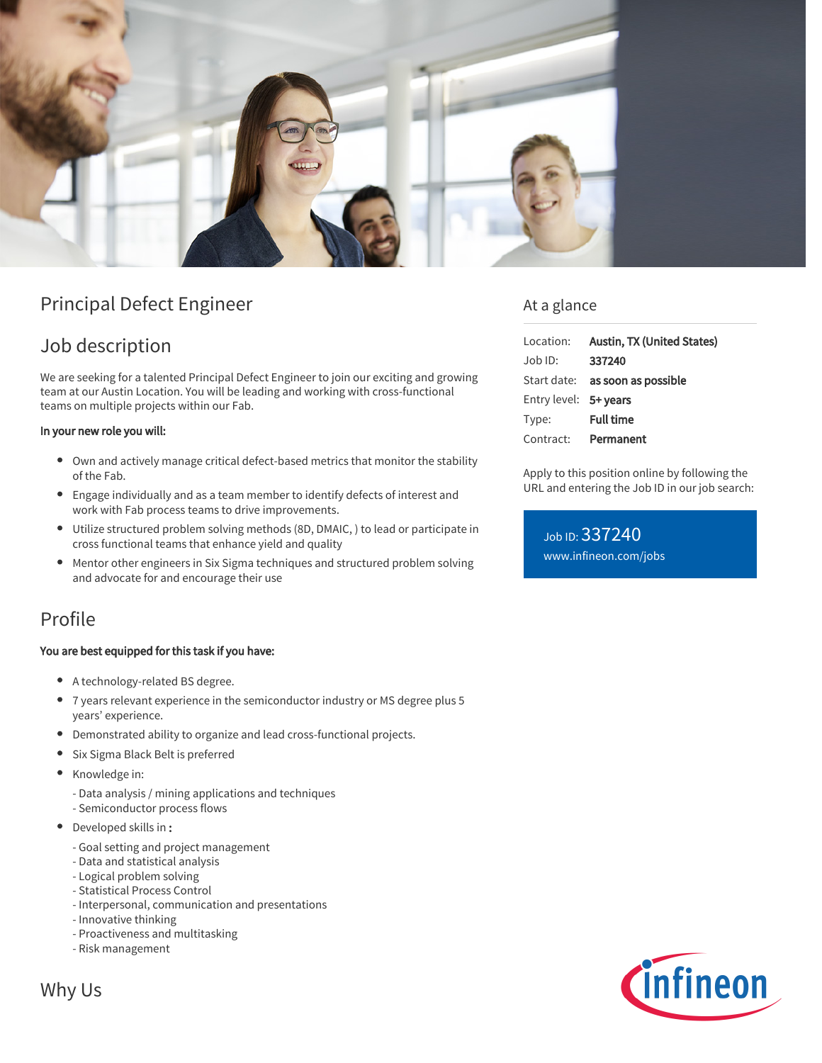# Principal Defect Engineer

## Job description

We are seeking for a talented Principal Defect Engineer to join our exciting and growing team at our Austin Location. You will be leading and working with cross-functional teams on multiple projects within our Fab.

**In your new role you will:**

- Own and actively manage critical defect-based metrics that monitor the stability of the Fab.
- Engage individually and as a team member to identify defects of interest and work with Fab process teams to drive improvements.
- Utilize structured problem solving methods (8D, DMAIC, ) to lead or participate in cross functional teams that enhance yield and quality
- Mentor other engineers in Six Sigma techniques and structured problem solving and advocate for and encourage their use

## Profile

**You are best equipped for this task if you have:**

- A technology-related BS degree.
- 7 years relevant experience in the semiconductor industry or MS degree plus 5 years' experience.
- Demonstrated ability to organize and lead cross-functional projects.
- Six Sigma Black Belt is preferred
- Knowledge in:
  - Data analysis / mining applications and techniques
  - Semiconductor process flows
- Developed skills in **:**
  - Goal setting and project management
  - Data and statistical analysis
  - Logical problem solving
  - Statistical Process Control
  - Interpersonal, communication and presentations
  - Innovative thinking
  - Proactiveness and multitasking
  - Risk management

## Why Us

## At a glance

| | |
|---|---|
| Location: | **Austin, TX (United States)** |
| Job ID: | **337240** |
| Start date: | **as soon as possible** |
| Entry level: | **5+ years** |
| Type: | **Full time** |
| Contract: | **Permanent** |

Apply to this position online by following the URL and entering the Job ID in our job search:

Job ID: 337240
www.infineon.com/jobs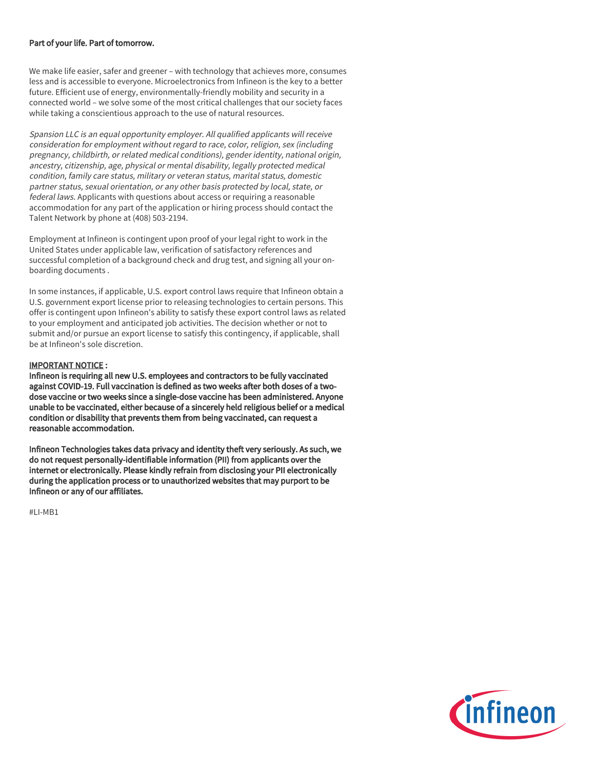**Part of your life. Part of tomorrow.**

We make life easier, safer and greener – with technology that achieves more, consumes less and is accessible to everyone. Microelectronics from Infineon is the key to a better future. Efficient use of energy, environmentally-friendly mobility and security in a connected world – we solve some of the most critical challenges that our society faces while taking a conscientious approach to the use of natural resources.

*Spansion LLC is an equal opportunity employer. All qualified applicants will receive consideration for employment without regard to race, color, religion, sex (including pregnancy, childbirth, or related medical conditions), gender identity, national origin, ancestry, citizenship, age, physical or mental disability, legally protected medical condition, family care status, military or veteran status, marital status, domestic partner status, sexual orientation, or any other basis protected by local, state, or federal laws.* Applicants with questions about access or requiring a reasonable accommodation for any part of the application or hiring process should contact the Talent Network by phone at (408) 503-2194.

Employment at Infineon is contingent upon proof of your legal right to work in the United States under applicable law, verification of satisfactory references and successful completion of a background check and drug test, and signing all your on-boarding documents .

In some instances, if applicable, U.S. export control laws require that Infineon obtain a U.S. government export license prior to releasing technologies to certain persons. This offer is contingent upon Infineon's ability to satisfy these export control laws as related to your employment and anticipated job activities. The decision whether or not to submit and/or pursue an export license to satisfy this contingency, if applicable, shall be at Infineon's sole discretion.

**<u>IMPORTANT NOTICE</u> :**
**Infineon is requiring all new U.S. employees and contractors to be fully vaccinated against COVID-19. Full vaccination is defined as two weeks after both doses of a two-dose vaccine or two weeks since a single-dose vaccine has been administered. Anyone unable to be vaccinated, either because of a sincerely held religious belief or a medical condition or disability that prevents them from being vaccinated, can request a reasonable accommodation.**

**Infineon Technologies takes data privacy and identity theft very seriously. As such, we do not request personally-identifiable information (PII) from applicants over the internet or electronically. Please kindly refrain from disclosing your PII electronically during the application process or to unauthorized websites that may purport to be Infineon or any of our affiliates.**

#LI-MB1